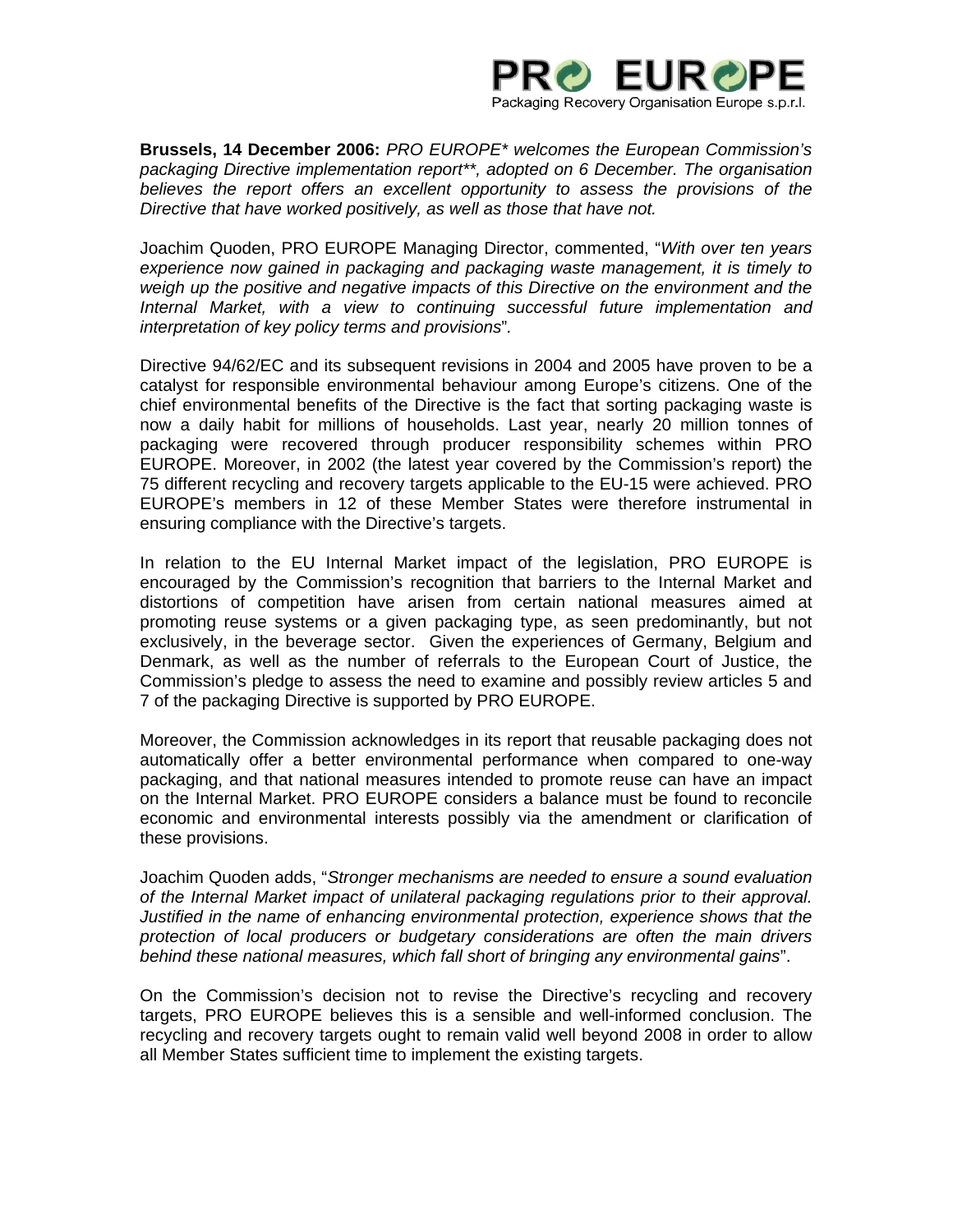PRO EUROPE

Packaging Recovery Organisation Europe s.p.r.l.

**Brussels, 14 December 2006:** *PRO EUROPE\* welcomes the European Commission's packaging Directive implementation report\*\*, adopted on 6 December. The organisation believes the report offers an excellent opportunity to assess the provisions of the Directive that have worked positively, as well as those that have not.*

Joachim Quoden, PRO EUROPE Managing Director, commented, "*With over ten years experience now gained in packaging and packaging waste management, it is timely to weigh up the positive and negative impacts of this Directive on the environment and the Internal Market, with a view to continuing successful future implementation and interpretation of key policy terms and provisions*".

Directive 94/62/EC and its subsequent revisions in 2004 and 2005 have proven to be a catalyst for responsible environmental behaviour among Europe's citizens. One of the chief environmental benefits of the Directive is the fact that sorting packaging waste is now a daily habit for millions of households. Last year, nearly 20 million tonnes of packaging were recovered through producer responsibility schemes within PRO EUROPE. Moreover, in 2002 (the latest year covered by the Commission's report) the 75 different recycling and recovery targets applicable to the EU-15 were achieved. PRO EUROPE's members in 12 of these Member States were therefore instrumental in ensuring compliance with the Directive's targets.

In relation to the EU Internal Market impact of the legislation, PRO EUROPE is encouraged by the Commission's recognition that barriers to the Internal Market and distortions of competition have arisen from certain national measures aimed at promoting reuse systems or a given packaging type, as seen predominantly, but not exclusively, in the beverage sector. Given the experiences of Germany, Belgium and Denmark, as well as the number of referrals to the European Court of Justice, the Commission's pledge to assess the need to examine and possibly review articles 5 and 7 of the packaging Directive is supported by PRO EUROPE.

Moreover, the Commission acknowledges in its report that reusable packaging does not automatically offer a better environmental performance when compared to one-way packaging, and that national measures intended to promote reuse can have an impact on the Internal Market. PRO EUROPE considers a balance must be found to reconcile economic and environmental interests possibly via the amendment or clarification of these provisions.

Joachim Quoden adds, "*Stronger mechanisms are needed to ensure a sound evaluation of the Internal Market impact of unilateral packaging regulations prior to their approval. Justified in the name of enhancing environmental protection, experience shows that the protection of local producers or budgetary considerations are often the main drivers behind these national measures, which fall short of bringing any environmental gains*".

On the Commission's decision not to revise the Directive's recycling and recovery targets, PRO EUROPE believes this is a sensible and well-informed conclusion. The recycling and recovery targets ought to remain valid well beyond 2008 in order to allow all Member States sufficient time to implement the existing targets.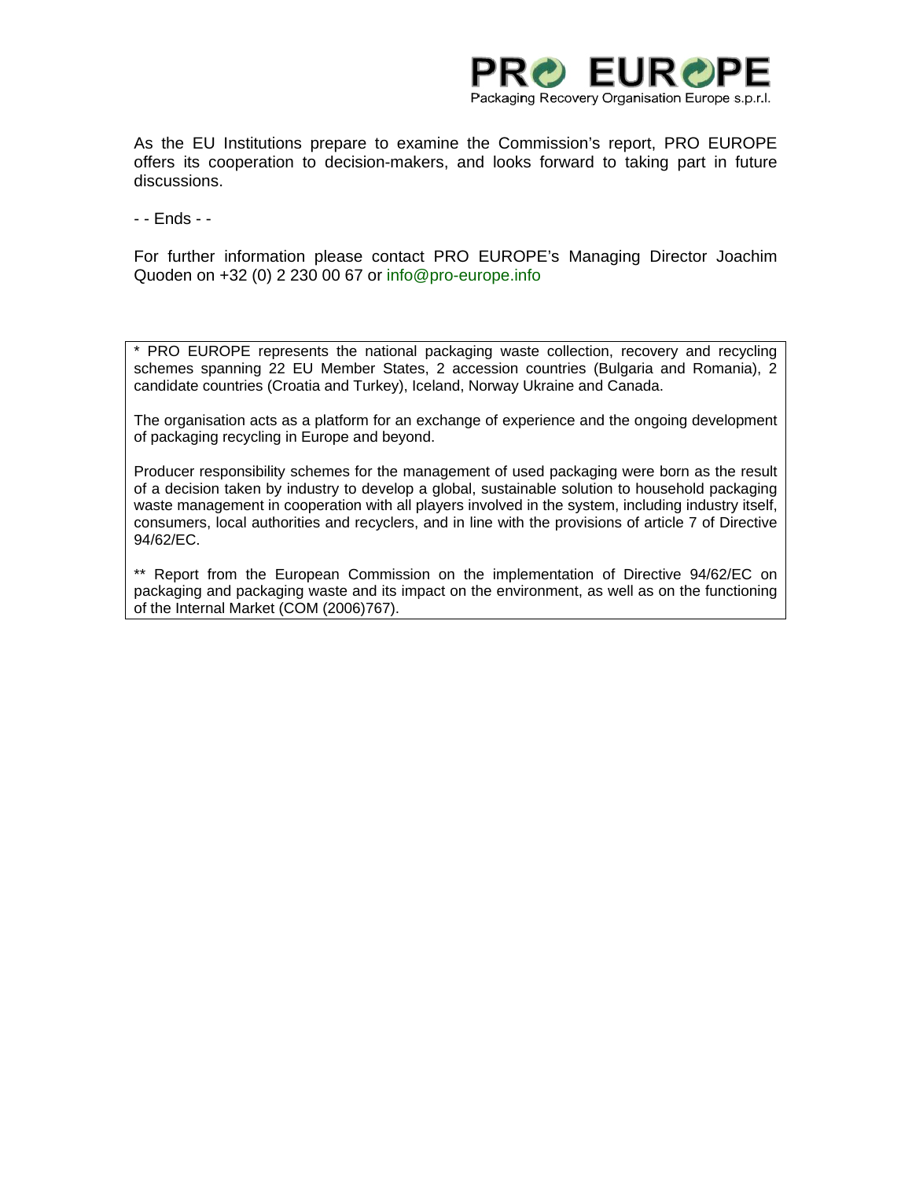As the EU Institutions prepare to examine the Commission's report, PRO EUROPE offers its cooperation to decision-makers, and looks forward to taking part in future discussions.

- - Ends - -

For further information please contact PRO EUROPE's Managing Director Joachim Quoden on +32 (0) 2 230 00 67 or info@pro-europe.info

* PRO EUROPE represents the national packaging waste collection, recovery and recycling schemes spanning 22 EU Member States, 2 accession countries (Bulgaria and Romania), 2 candidate countries (Croatia and Turkey), Iceland, Norway Ukraine and Canada.

The organisation acts as a platform for an exchange of experience and the ongoing development of packaging recycling in Europe and beyond.

Producer responsibility schemes for the management of used packaging were born as the result of a decision taken by industry to develop a global, sustainable solution to household packaging waste management in cooperation with all players involved in the system, including industry itself, consumers, local authorities and recyclers, and in line with the provisions of article 7 of Directive 94/62/EC.

** Report from the European Commission on the implementation of Directive 94/62/EC on packaging and packaging waste and its impact on the environment, as well as on the functioning of the Internal Market (COM (2006)767).